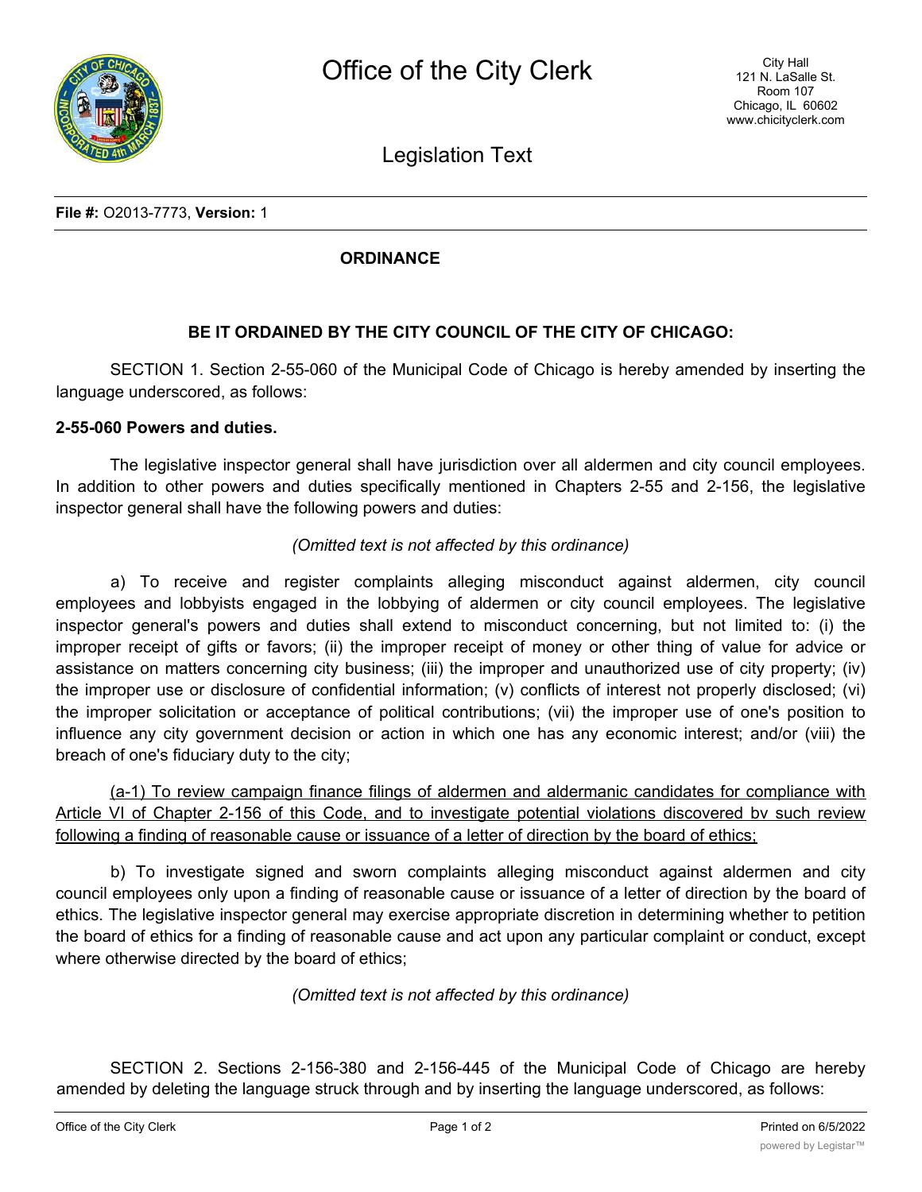# Office of the City Clerk

City Hall
121 N. LaSalle St.
Room 107
Chicago, IL 60602
www.chicityclerk.com

## Legislation Text

**File #:** O2013-7773, **Version:** 1

**ORDINANCE**

**BE IT ORDAINED BY THE CITY COUNCIL OF THE CITY OF CHICAGO:**

SECTION 1. Section 2-55-060 of the Municipal Code of Chicago is hereby amended by inserting the language underscored, as follows:

**2-55-060 Powers and duties.**

The legislative inspector general shall have jurisdiction over all aldermen and city council employees. In addition to other powers and duties specifically mentioned in Chapters 2-55 and 2-156, the legislative inspector general shall have the following powers and duties:

*(Omitted text is not affected by this ordinance)*

a) To receive and register complaints alleging misconduct against aldermen, city council employees and lobbyists engaged in the lobbying of aldermen or city council employees. The legislative inspector general's powers and duties shall extend to misconduct concerning, but not limited to: (i) the improper receipt of gifts or favors; (ii) the improper receipt of money or other thing of value for advice or assistance on matters concerning city business; (iii) the improper and unauthorized use of city property; (iv) the improper use or disclosure of confidential information; (v) conflicts of interest not properly disclosed; (vi) the improper solicitation or acceptance of political contributions; (vii) the improper use of one's position to influence any city government decision or action in which one has any economic interest; and/or (viii) the breach of one's fiduciary duty to the city;

<u>(a-1) To review campaign finance filings of aldermen and aldermanic candidates for compliance with Article VI of Chapter 2-156 of this Code, and to investigate potential violations discovered bv such review following a finding of reasonable cause or issuance of a letter of direction by the board of ethics;</u>

b) To investigate signed and sworn complaints alleging misconduct against aldermen and city council employees only upon a finding of reasonable cause or issuance of a letter of direction by the board of ethics. The legislative inspector general may exercise appropriate discretion in determining whether to petition the board of ethics for a finding of reasonable cause and act upon any particular complaint or conduct, except where otherwise directed by the board of ethics;

*(Omitted text is not affected by this ordinance)*

SECTION 2. Sections 2-156-380 and 2-156-445 of the Municipal Code of Chicago are hereby amended by deleting the language struck through and by inserting the language underscored, as follows: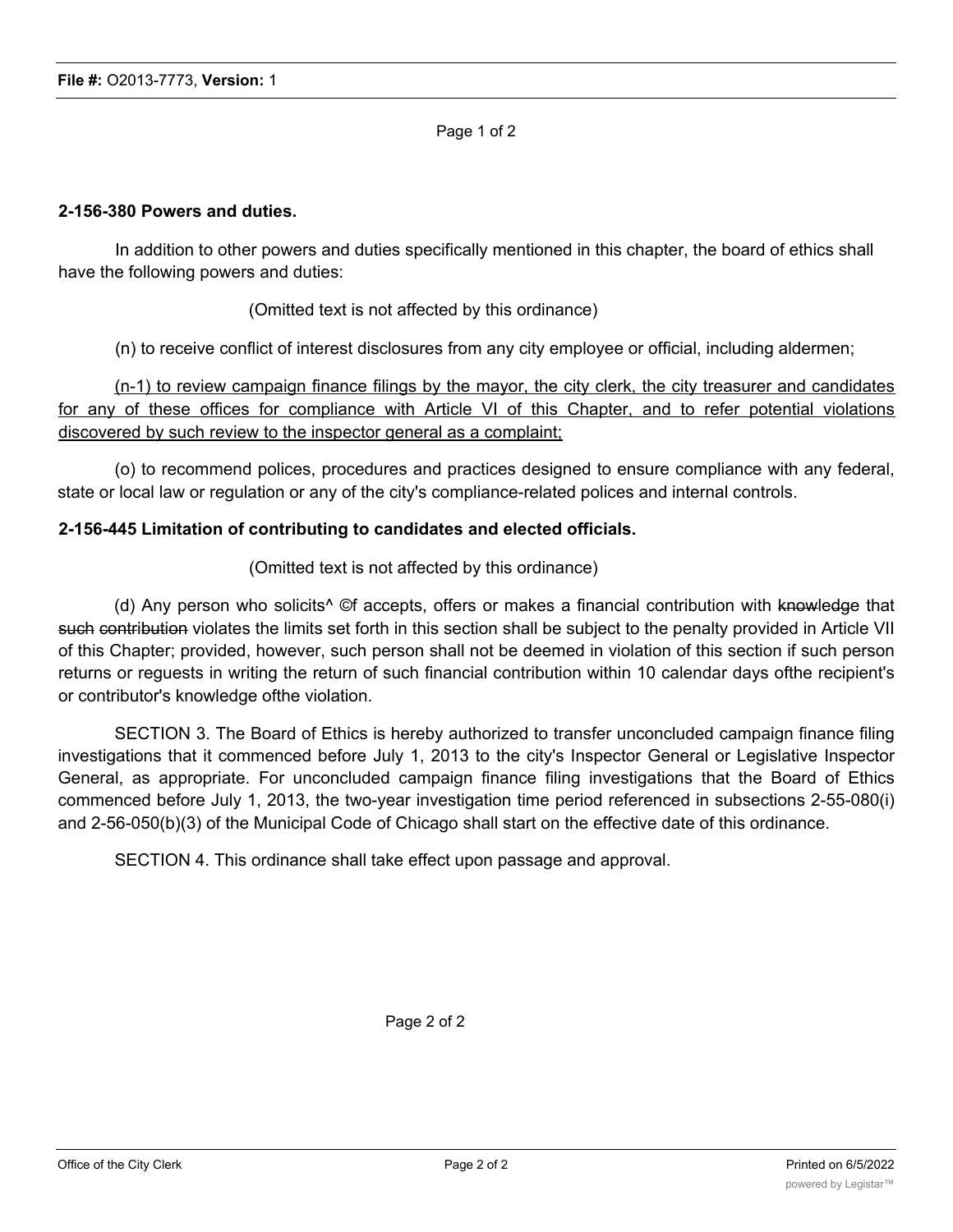**2-156-380 Powers and duties.**

In addition to other powers and duties specifically mentioned in this chapter, the board of ethics shall have the following powers and duties:

(Omitted text is not affected by this ordinance)

(n) to receive conflict of interest disclosures from any city employee or official, including aldermen;

<u>(n-1) to review campaign finance filings by the mayor, the city clerk, the city treasurer and candidates for any of these offices for compliance with Article VI of this Chapter, and to refer potential violations discovered by such review to the inspector general as a complaint;</u>

(o) to recommend polices, procedures and practices designed to ensure compliance with any federal, state or local law or regulation or any of the city's compliance-related polices and internal controls.

**2-156-445 Limitation of contributing to candidates and elected officials.**

(Omitted text is not affected by this ordinance)

(d) Any person who solicits^ ©f accepts, offers or makes a financial contribution with ~~knowledge~~ that ~~such contribution~~ violates the limits set forth in this section shall be subject to the penalty provided in Article VII of this Chapter; provided, however, such person shall not be deemed in violation of this section if such person returns or reguests in writing the return of such financial contribution within 10 calendar days ofthe recipient's or contributor's knowledge ofthe violation.

SECTION 3. The Board of Ethics is hereby authorized to transfer unconcluded campaign finance filing investigations that it commenced before July 1, 2013 to the city's Inspector General or Legislative Inspector General, as appropriate. For unconcluded campaign finance filing investigations that the Board of Ethics commenced before July 1, 2013, the two-year investigation time period referenced in subsections 2-55-080(i) and 2-56-050(b)(3) of the Municipal Code of Chicago shall start on the effective date of this ordinance.

SECTION 4. This ordinance shall take effect upon passage and approval.